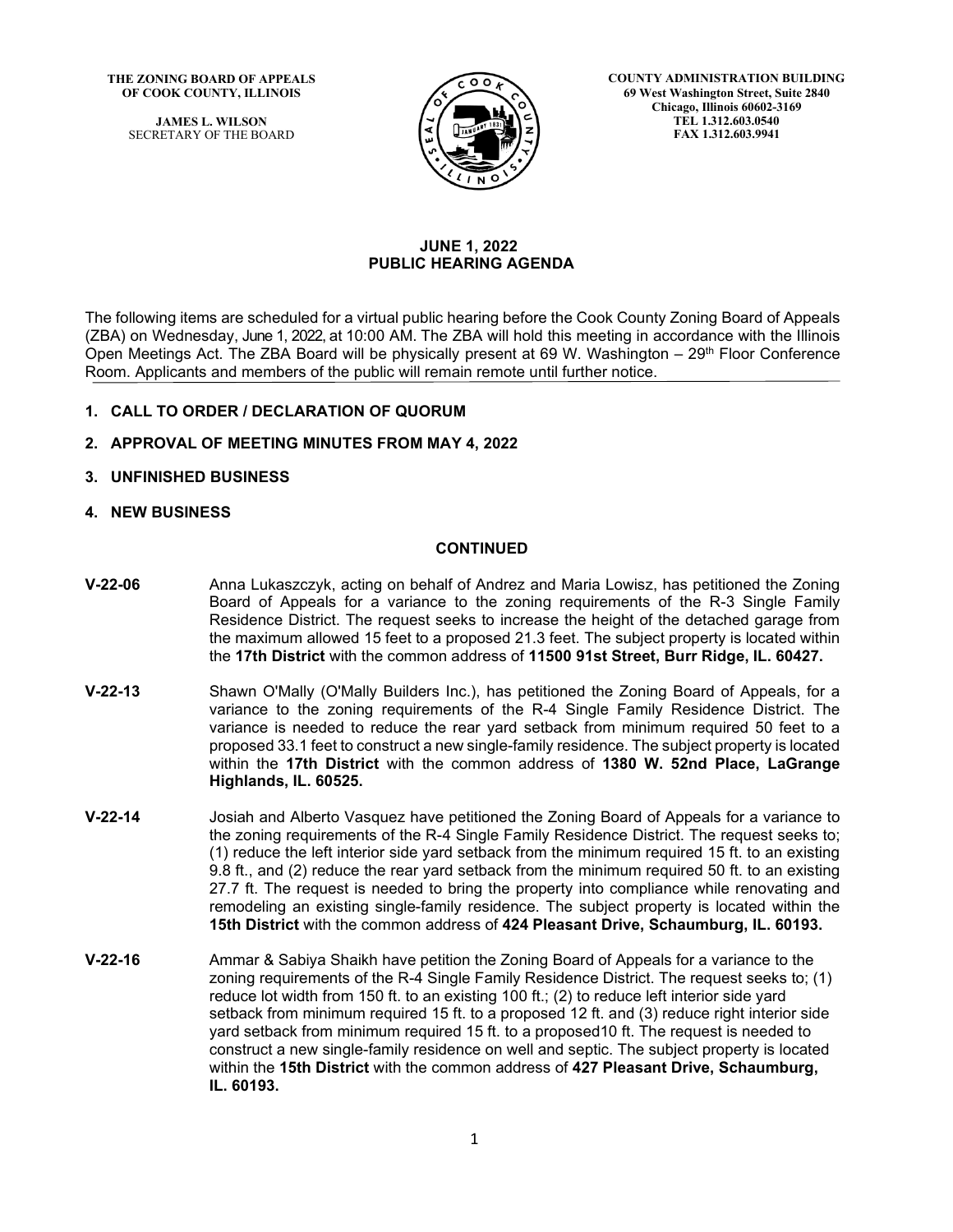**THE ZONING BOARD OF APPEALS OF COOK COUNTY, ILLINOIS**

**JAMES L. WILSON**
SECRETARY OF THE BOARD

**COUNTY ADMINISTRATION BUILDING**
**69 West Washington Street, Suite 2840**
**Chicago, Illinois 60602-3169**
**TEL 1.312.603.0540**
**FAX 1.312.603.9941**

## JUNE 1, 2022
## PUBLIC HEARING AGENDA

The following items are scheduled for a virtual public hearing before the Cook County Zoning Board of Appeals (ZBA) on Wednesday, June 1, 2022, at 10:00 AM. The ZBA will hold this meeting in accordance with the Illinois Open Meetings Act. The ZBA Board will be physically present at 69 W. Washington – 29th Floor Conference Room. Applicants and members of the public will remain remote until further notice.

1. **CALL TO ORDER / DECLARATION OF QUORUM**
2. **APPROVAL OF MEETING MINUTES FROM MAY 4, 2022**
3. **UNFINISHED BUSINESS**
4. **NEW BUSINESS**

### CONTINUED

**V-22-06** Anna Lukaszczyk, acting on behalf of Andrez and Maria Lowisz, has petitioned the Zoning Board of Appeals for a variance to the zoning requirements of the R-3 Single Family Residence District. The request seeks to increase the height of the detached garage from the maximum allowed 15 feet to a proposed 21.3 feet. The subject property is located within the **17th District** with the common address of **11500 91st Street, Burr Ridge, IL. 60427.**

**V-22-13** Shawn O'Mally (O'Mally Builders Inc.), has petitioned the Zoning Board of Appeals, for a variance to the zoning requirements of the R-4 Single Family Residence District. The variance is needed to reduce the rear yard setback from minimum required 50 feet to a proposed 33.1 feet to construct a new single-family residence. The subject property is located within the **17th District** with the common address of **1380 W. 52nd Place, LaGrange Highlands, IL. 60525.**

**V-22-14** Josiah and Alberto Vasquez have petitioned the Zoning Board of Appeals for a variance to the zoning requirements of the R-4 Single Family Residence District. The request seeks to; (1) reduce the left interior side yard setback from the minimum required 15 ft. to an existing 9.8 ft., and (2) reduce the rear yard setback from the minimum required 50 ft. to an existing 27.7 ft. The request is needed to bring the property into compliance while renovating and remodeling an existing single-family residence. The subject property is located within the **15th District** with the common address of **424 Pleasant Drive, Schaumburg, IL. 60193.**

**V-22-16** Ammar & Sabiya Shaikh have petition the Zoning Board of Appeals for a variance to the zoning requirements of the R-4 Single Family Residence District. The request seeks to; (1) reduce lot width from 150 ft. to an existing 100 ft.; (2) to reduce left interior side yard setback from minimum required 15 ft. to a proposed 12 ft. and (3) reduce right interior side yard setback from minimum required 15 ft. to a proposed10 ft. The request is needed to construct a new single-family residence on well and septic. The subject property is located within the **15th District** with the common address of **427 Pleasant Drive, Schaumburg, IL. 60193.**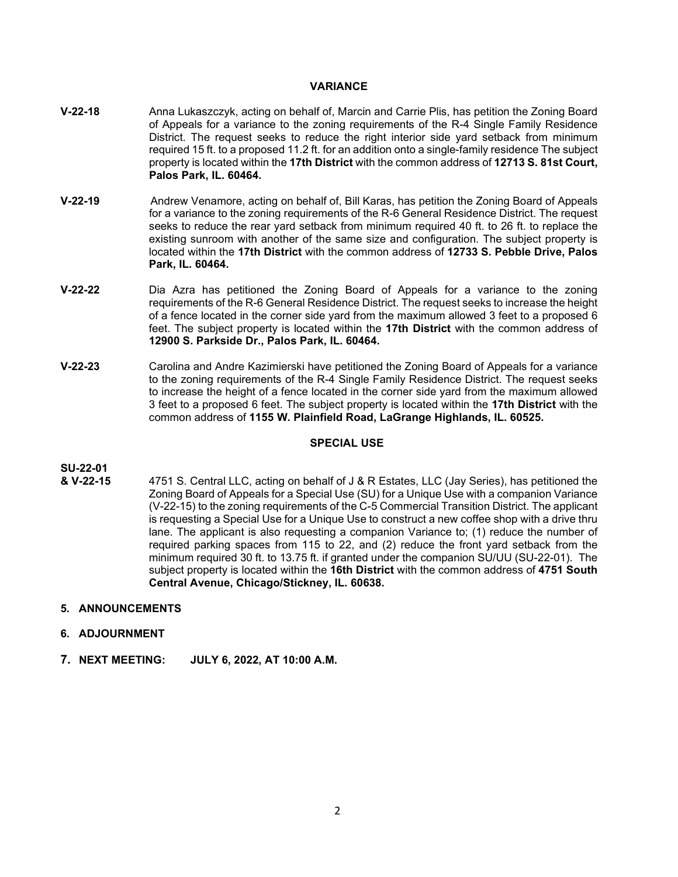## VARIANCE

**V-22-18** Anna Lukaszczyk, acting on behalf of, Marcin and Carrie Plis, has petition the Zoning Board of Appeals for a variance to the zoning requirements of the R-4 Single Family Residence District. The request seeks to reduce the right interior side yard setback from minimum required 15 ft. to a proposed 11.2 ft. for an addition onto a single-family residence The subject property is located within the **17th District** with the common address of **12713 S. 81st Court, Palos Park, IL. 60464.**

**V-22-19** Andrew Venamore, acting on behalf of, Bill Karas, has petition the Zoning Board of Appeals for a variance to the zoning requirements of the R-6 General Residence District. The request seeks to reduce the rear yard setback from minimum required 40 ft. to 26 ft. to replace the existing sunroom with another of the same size and configuration. The subject property is located within the **17th District** with the common address of **12733 S. Pebble Drive, Palos Park, IL. 60464.**

**V-22-22** Dia Azra has petitioned the Zoning Board of Appeals for a variance to the zoning requirements of the R-6 General Residence District. The request seeks to increase the height of a fence located in the corner side yard from the maximum allowed 3 feet to a proposed 6 feet. The subject property is located within the **17th District** with the common address of **12900 S. Parkside Dr., Palos Park, IL. 60464.**

**V-22-23** Carolina and Andre Kazimierski have petitioned the Zoning Board of Appeals for a variance to the zoning requirements of the R-4 Single Family Residence District. The request seeks to increase the height of a fence located in the corner side yard from the maximum allowed 3 feet to a proposed 6 feet. The subject property is located within the **17th District** with the common address of **1155 W. Plainfield Road, LaGrange Highlands, IL. 60525.**

## SPECIAL USE

**SU-22-01 & V-22-15** 4751 S. Central LLC, acting on behalf of J & R Estates, LLC (Jay Series), has petitioned the Zoning Board of Appeals for a Special Use (SU) for a Unique Use with a companion Variance (V-22-15) to the zoning requirements of the C-5 Commercial Transition District. The applicant is requesting a Special Use for a Unique Use to construct a new coffee shop with a drive thru lane. The applicant is also requesting a companion Variance to; (1) reduce the number of required parking spaces from 115 to 22, and (2) reduce the front yard setback from the minimum required 30 ft. to 13.75 ft. if granted under the companion SU/UU (SU-22-01). The subject property is located within the **16th District** with the common address of **4751 South Central Avenue, Chicago/Stickney, IL. 60638.**

5. **ANNOUNCEMENTS**

6. **ADJOURNMENT**

7. **NEXT MEETING: JULY 6, 2022, AT 10:00 A.M.**